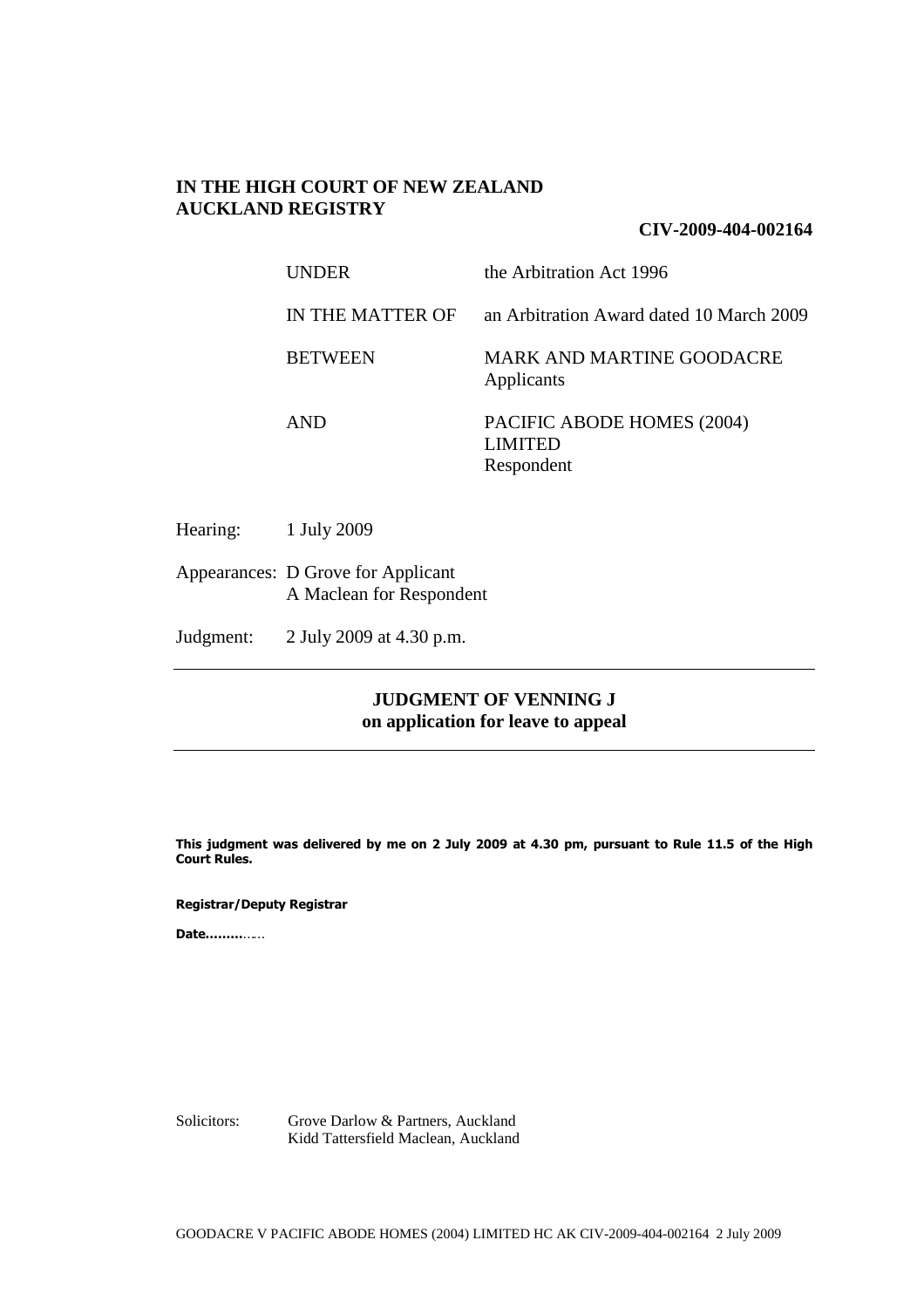**IN THE HIGH COURT OF NEW ZEALAND**
**AUCKLAND REGISTRY**

**CIV-2009-404-002164**

| | |
|---|---|
| UNDER | the Arbitration Act 1996 |
| IN THE MATTER OF | an Arbitration Award dated 10 March 2009 |
| BETWEEN | MARK AND MARTINE GOODACRE<br>Applicants |
| AND | PACIFIC ABODE HOMES (2004) LIMITED<br>Respondent |

Hearing: 1 July 2009

Appearances: D Grove for Applicant
A Maclean for Respondent

Judgment: 2 July 2009 at 4.30 p.m.

---

**JUDGMENT OF VENNING J**
**on application for leave to appeal**

---

**This judgment was delivered by me on 2 July 2009 at 4.30 pm, pursuant to Rule 11.5 of the High Court Rules.**

**Registrar/Deputy Registrar**

**Date.........**......

Solicitors: Grove Darlow & Partners, Auckland
Kidd Tattersfield Maclean, Auckland

GOODACRE V PACIFIC ABODE HOMES (2004) LIMITED HC AK CIV-2009-404-002164 2 July 2009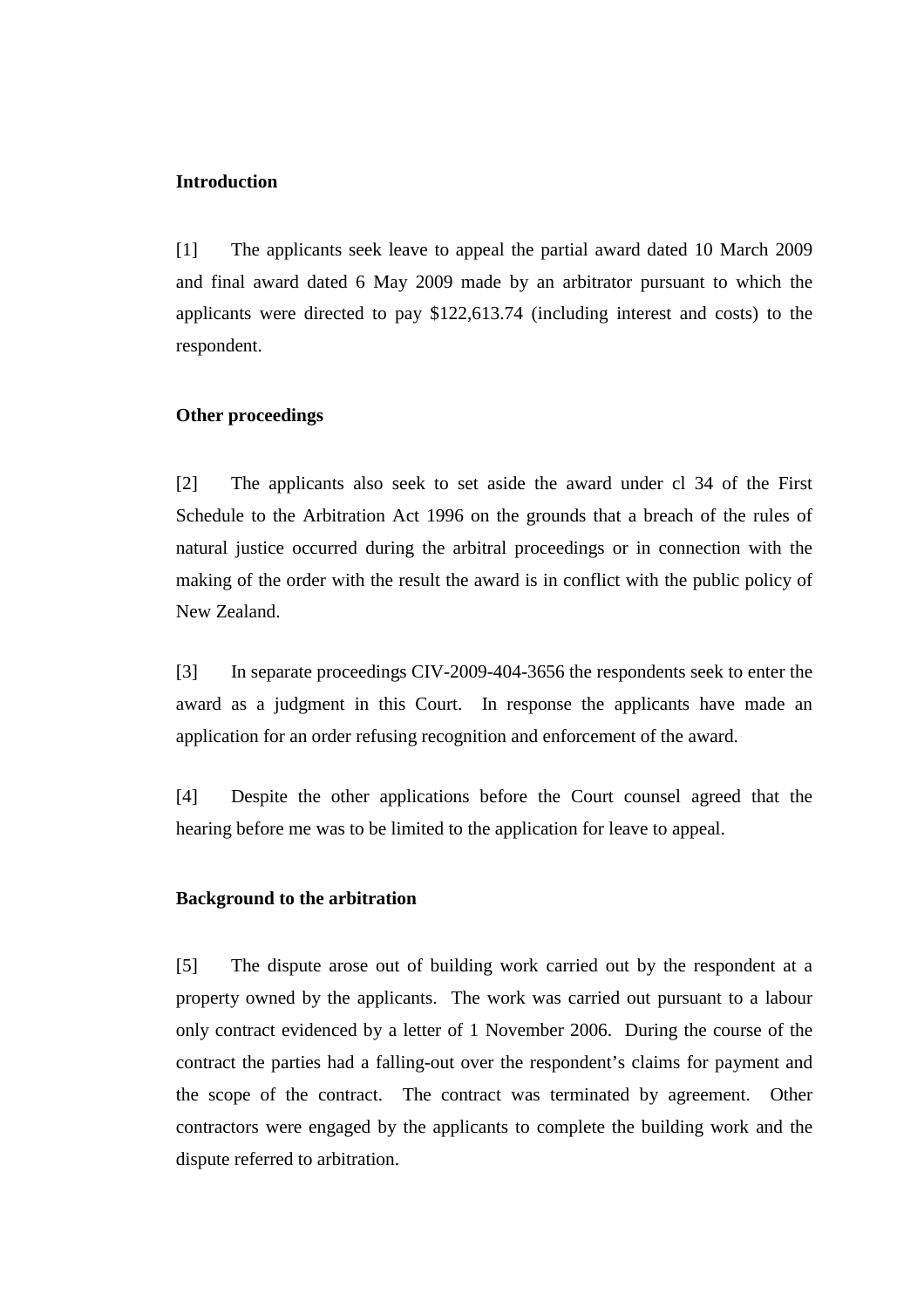**Introduction**

[1] The applicants seek leave to appeal the partial award dated 10 March 2009 and final award dated 6 May 2009 made by an arbitrator pursuant to which the applicants were directed to pay $122,613.74 (including interest and costs) to the respondent.

**Other proceedings**

[2] The applicants also seek to set aside the award under cl 34 of the First Schedule to the Arbitration Act 1996 on the grounds that a breach of the rules of natural justice occurred during the arbitral proceedings or in connection with the making of the order with the result the award is in conflict with the public policy of New Zealand.

[3] In separate proceedings CIV-2009-404-3656 the respondents seek to enter the award as a judgment in this Court. In response the applicants have made an application for an order refusing recognition and enforcement of the award.

[4] Despite the other applications before the Court counsel agreed that the hearing before me was to be limited to the application for leave to appeal.

**Background to the arbitration**

[5] The dispute arose out of building work carried out by the respondent at a property owned by the applicants. The work was carried out pursuant to a labour only contract evidenced by a letter of 1 November 2006. During the course of the contract the parties had a falling-out over the respondent's claims for payment and the scope of the contract. The contract was terminated by agreement. Other contractors were engaged by the applicants to complete the building work and the dispute referred to arbitration.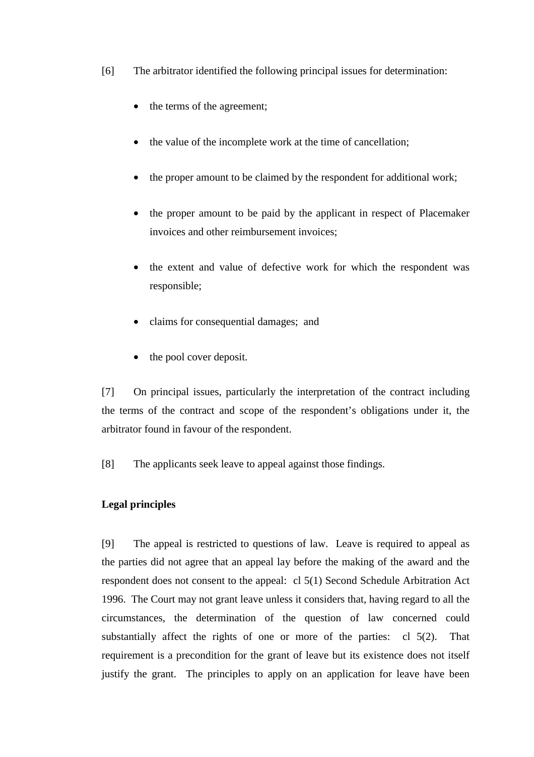[6] The arbitrator identified the following principal issues for determination:

- the terms of the agreement;
- the value of the incomplete work at the time of cancellation;
- the proper amount to be claimed by the respondent for additional work;
- the proper amount to be paid by the applicant in respect of Placemaker invoices and other reimbursement invoices;
- the extent and value of defective work for which the respondent was responsible;
- claims for consequential damages; and
- the pool cover deposit.

[7] On principal issues, particularly the interpretation of the contract including the terms of the contract and scope of the respondent's obligations under it, the arbitrator found in favour of the respondent.

[8] The applicants seek leave to appeal against those findings.

**Legal principles**

[9] The appeal is restricted to questions of law. Leave is required to appeal as the parties did not agree that an appeal lay before the making of the award and the respondent does not consent to the appeal: cl 5(1) Second Schedule Arbitration Act 1996. The Court may not grant leave unless it considers that, having regard to all the circumstances, the determination of the question of law concerned could substantially affect the rights of one or more of the parties: cl 5(2). That requirement is a precondition for the grant of leave but its existence does not itself justify the grant. The principles to apply on an application for leave have been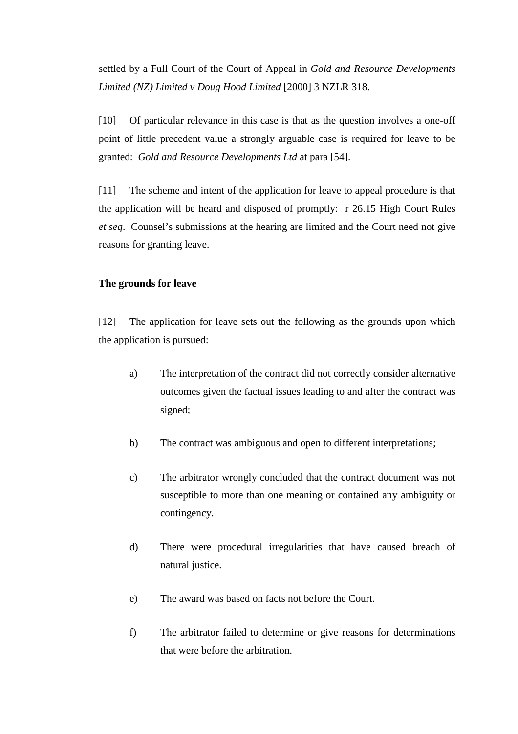settled by a Full Court of the Court of Appeal in *Gold and Resource Developments Limited (NZ) Limited v Doug Hood Limited* [2000] 3 NZLR 318.

[10] Of particular relevance in this case is that as the question involves a one-off point of little precedent value a strongly arguable case is required for leave to be granted: *Gold and Resource Developments Ltd* at para [54].

[11] The scheme and intent of the application for leave to appeal procedure is that the application will be heard and disposed of promptly: r 26.15 High Court Rules *et seq*. Counsel's submissions at the hearing are limited and the Court need not give reasons for granting leave.

**The grounds for leave**

[12] The application for leave sets out the following as the grounds upon which the application is pursued:

a) The interpretation of the contract did not correctly consider alternative outcomes given the factual issues leading to and after the contract was signed;

b) The contract was ambiguous and open to different interpretations;

c) The arbitrator wrongly concluded that the contract document was not susceptible to more than one meaning or contained any ambiguity or contingency.

d) There were procedural irregularities that have caused breach of natural justice.

e) The award was based on facts not before the Court.

f) The arbitrator failed to determine or give reasons for determinations that were before the arbitration.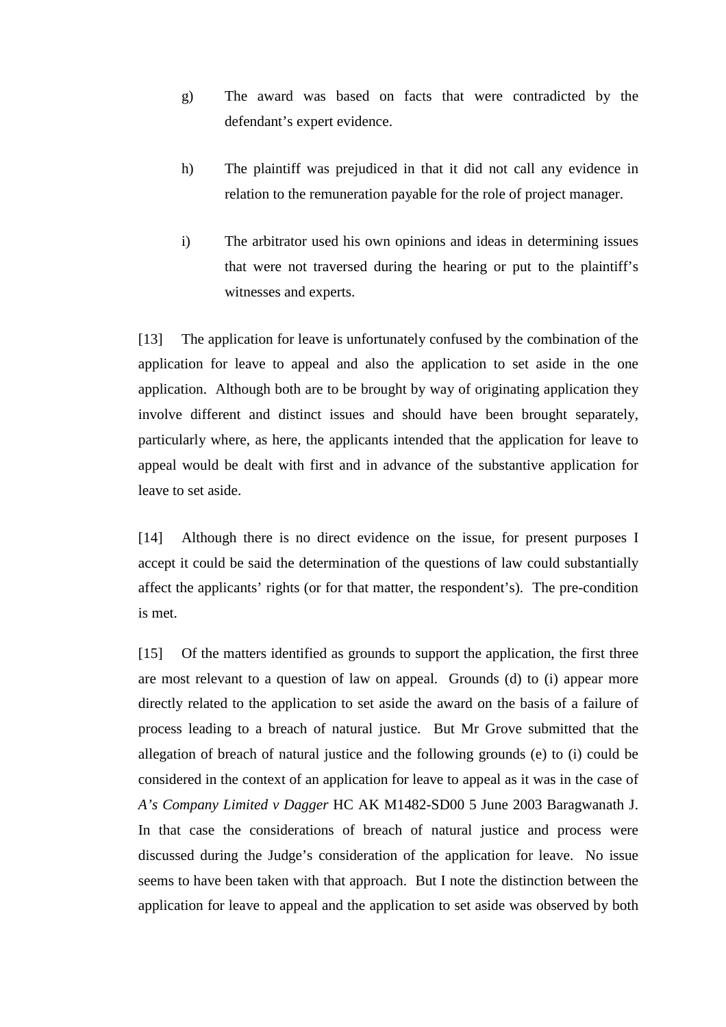g) The award was based on facts that were contradicted by the defendant's expert evidence.

h) The plaintiff was prejudiced in that it did not call any evidence in relation to the remuneration payable for the role of project manager.

i) The arbitrator used his own opinions and ideas in determining issues that were not traversed during the hearing or put to the plaintiff's witnesses and experts.

[13] The application for leave is unfortunately confused by the combination of the application for leave to appeal and also the application to set aside in the one application. Although both are to be brought by way of originating application they involve different and distinct issues and should have been brought separately, particularly where, as here, the applicants intended that the application for leave to appeal would be dealt with first and in advance of the substantive application for leave to set aside.

[14] Although there is no direct evidence on the issue, for present purposes I accept it could be said the determination of the questions of law could substantially affect the applicants' rights (or for that matter, the respondent's). The pre-condition is met.

[15] Of the matters identified as grounds to support the application, the first three are most relevant to a question of law on appeal. Grounds (d) to (i) appear more directly related to the application to set aside the award on the basis of a failure of process leading to a breach of natural justice. But Mr Grove submitted that the allegation of breach of natural justice and the following grounds (e) to (i) could be considered in the context of an application for leave to appeal as it was in the case of *A's Company Limited v Dagger* HC AK M1482-SD00 5 June 2003 Baragwanath J. In that case the considerations of breach of natural justice and process were discussed during the Judge's consideration of the application for leave. No issue seems to have been taken with that approach. But I note the distinction between the application for leave to appeal and the application to set aside was observed by both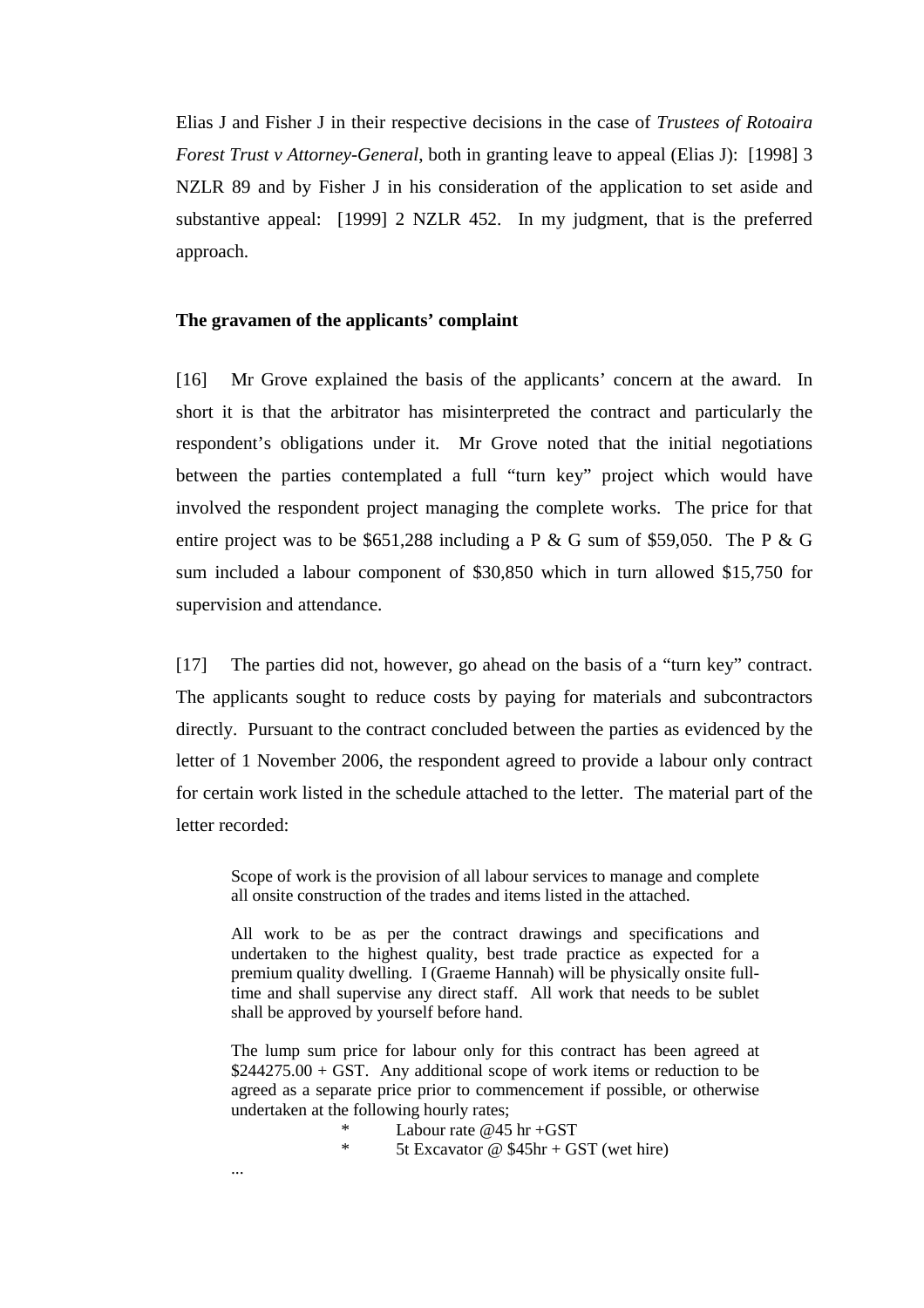Elias J and Fisher J in their respective decisions in the case of *Trustees of Rotoaira Forest Trust v Attorney-General*, both in granting leave to appeal (Elias J): [1998] 3 NZLR 89 and by Fisher J in his consideration of the application to set aside and substantive appeal: [1999] 2 NZLR 452. In my judgment, that is the preferred approach.

**The gravamen of the applicants' complaint**

[16] Mr Grove explained the basis of the applicants' concern at the award. In short it is that the arbitrator has misinterpreted the contract and particularly the respondent's obligations under it. Mr Grove noted that the initial negotiations between the parties contemplated a full "turn key" project which would have involved the respondent project managing the complete works. The price for that entire project was to be $651,288 including a P & G sum of $59,050. The P & G sum included a labour component of $30,850 which in turn allowed $15,750 for supervision and attendance.

[17] The parties did not, however, go ahead on the basis of a "turn key" contract. The applicants sought to reduce costs by paying for materials and subcontractors directly. Pursuant to the contract concluded between the parties as evidenced by the letter of 1 November 2006, the respondent agreed to provide a labour only contract for certain work listed in the schedule attached to the letter. The material part of the letter recorded:

> Scope of work is the provision of all labour services to manage and complete all onsite construction of the trades and items listed in the attached.
>
> All work to be as per the contract drawings and specifications and undertaken to the highest quality, best trade practice as expected for a premium quality dwelling. I (Graeme Hannah) will be physically onsite full-time and shall supervise any direct staff. All work that needs to be sublet shall be approved by yourself before hand.
>
> The lump sum price for labour only for this contract has been agreed at $244275.00 + GST. Any additional scope of work items or reduction to be agreed as a separate price prior to commencement if possible, or otherwise undertaken at the following hourly rates;
>
> - Labour rate @45 hr +GST
> - 5t Excavator @ $45hr + GST (wet hire)
>
> ...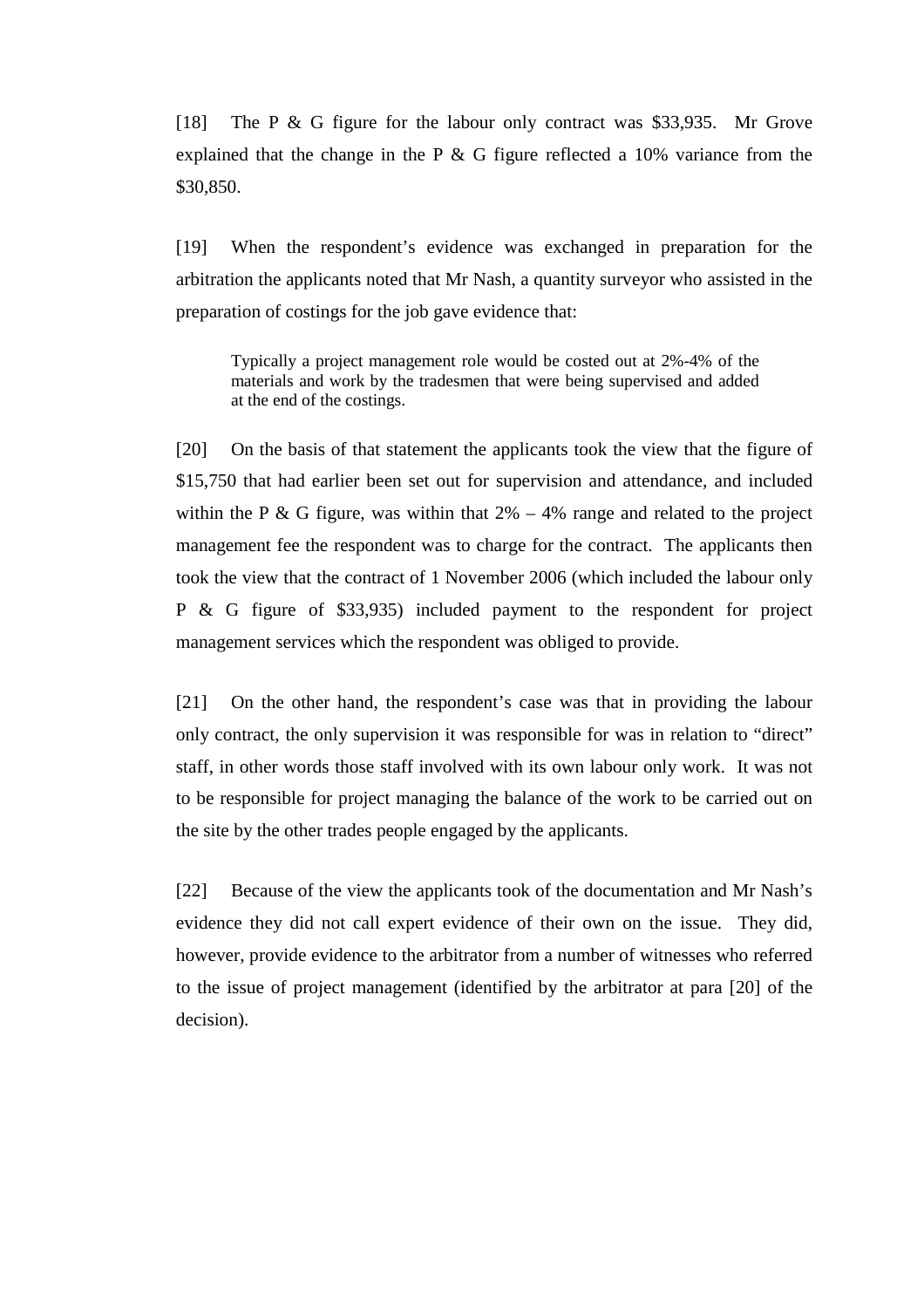[18] The P & G figure for the labour only contract was $33,935. Mr Grove explained that the change in the P & G figure reflected a 10% variance from the $30,850.

[19] When the respondent's evidence was exchanged in preparation for the arbitration the applicants noted that Mr Nash, a quantity surveyor who assisted in the preparation of costings for the job gave evidence that:

> Typically a project management role would be costed out at 2%-4% of the materials and work by the tradesmen that were being supervised and added at the end of the costings.

[20] On the basis of that statement the applicants took the view that the figure of $15,750 that had earlier been set out for supervision and attendance, and included within the P & G figure, was within that 2% – 4% range and related to the project management fee the respondent was to charge for the contract. The applicants then took the view that the contract of 1 November 2006 (which included the labour only P & G figure of $33,935) included payment to the respondent for project management services which the respondent was obliged to provide.

[21] On the other hand, the respondent's case was that in providing the labour only contract, the only supervision it was responsible for was in relation to "direct" staff, in other words those staff involved with its own labour only work. It was not to be responsible for project managing the balance of the work to be carried out on the site by the other trades people engaged by the applicants.

[22] Because of the view the applicants took of the documentation and Mr Nash's evidence they did not call expert evidence of their own on the issue. They did, however, provide evidence to the arbitrator from a number of witnesses who referred to the issue of project management (identified by the arbitrator at para [20] of the decision).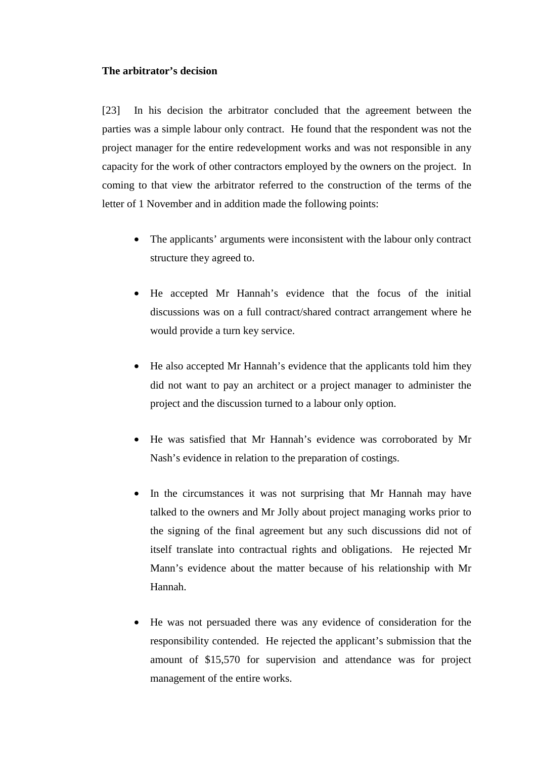**The arbitrator's decision**

[23] In his decision the arbitrator concluded that the agreement between the parties was a simple labour only contract. He found that the respondent was not the project manager for the entire redevelopment works and was not responsible in any capacity for the work of other contractors employed by the owners on the project. In coming to that view the arbitrator referred to the construction of the terms of the letter of 1 November and in addition made the following points:

- The applicants' arguments were inconsistent with the labour only contract structure they agreed to.

- He accepted Mr Hannah's evidence that the focus of the initial discussions was on a full contract/shared contract arrangement where he would provide a turn key service.

- He also accepted Mr Hannah's evidence that the applicants told him they did not want to pay an architect or a project manager to administer the project and the discussion turned to a labour only option.

- He was satisfied that Mr Hannah's evidence was corroborated by Mr Nash's evidence in relation to the preparation of costings.

- In the circumstances it was not surprising that Mr Hannah may have talked to the owners and Mr Jolly about project managing works prior to the signing of the final agreement but any such discussions did not of itself translate into contractual rights and obligations. He rejected Mr Mann's evidence about the matter because of his relationship with Mr Hannah.

- He was not persuaded there was any evidence of consideration for the responsibility contended. He rejected the applicant's submission that the amount of $15,570 for supervision and attendance was for project management of the entire works.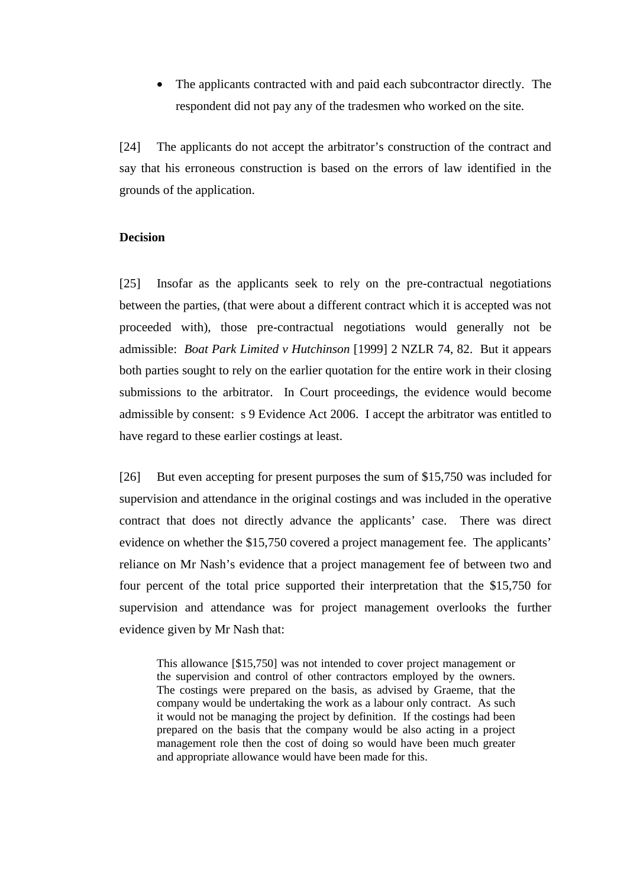- The applicants contracted with and paid each subcontractor directly. The respondent did not pay any of the tradesmen who worked on the site.

[24] The applicants do not accept the arbitrator's construction of the contract and say that his erroneous construction is based on the errors of law identified in the grounds of the application.

**Decision**

[25] Insofar as the applicants seek to rely on the pre-contractual negotiations between the parties, (that were about a different contract which it is accepted was not proceeded with), those pre-contractual negotiations would generally not be admissible: *Boat Park Limited v Hutchinson* [1999] 2 NZLR 74, 82. But it appears both parties sought to rely on the earlier quotation for the entire work in their closing submissions to the arbitrator. In Court proceedings, the evidence would become admissible by consent: s 9 Evidence Act 2006. I accept the arbitrator was entitled to have regard to these earlier costings at least.

[26] But even accepting for present purposes the sum of $15,750 was included for supervision and attendance in the original costings and was included in the operative contract that does not directly advance the applicants' case. There was direct evidence on whether the $15,750 covered a project management fee. The applicants' reliance on Mr Nash's evidence that a project management fee of between two and four percent of the total price supported their interpretation that the $15,750 for supervision and attendance was for project management overlooks the further evidence given by Mr Nash that:

> This allowance [$15,750] was not intended to cover project management or the supervision and control of other contractors employed by the owners. The costings were prepared on the basis, as advised by Graeme, that the company would be undertaking the work as a labour only contract. As such it would not be managing the project by definition. If the costings had been prepared on the basis that the company would be also acting in a project management role then the cost of doing so would have been much greater and appropriate allowance would have been made for this.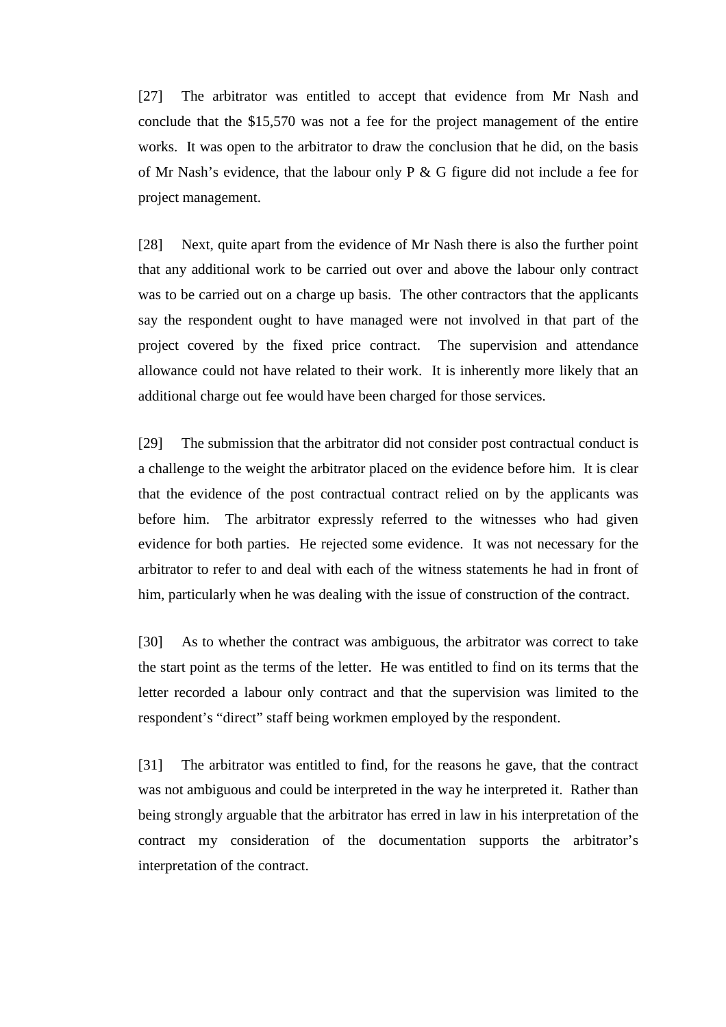[27] The arbitrator was entitled to accept that evidence from Mr Nash and conclude that the $15,570 was not a fee for the project management of the entire works. It was open to the arbitrator to draw the conclusion that he did, on the basis of Mr Nash's evidence, that the labour only P & G figure did not include a fee for project management.

[28] Next, quite apart from the evidence of Mr Nash there is also the further point that any additional work to be carried out over and above the labour only contract was to be carried out on a charge up basis. The other contractors that the applicants say the respondent ought to have managed were not involved in that part of the project covered by the fixed price contract. The supervision and attendance allowance could not have related to their work. It is inherently more likely that an additional charge out fee would have been charged for those services.

[29] The submission that the arbitrator did not consider post contractual conduct is a challenge to the weight the arbitrator placed on the evidence before him. It is clear that the evidence of the post contractual contract relied on by the applicants was before him. The arbitrator expressly referred to the witnesses who had given evidence for both parties. He rejected some evidence. It was not necessary for the arbitrator to refer to and deal with each of the witness statements he had in front of him, particularly when he was dealing with the issue of construction of the contract.

[30] As to whether the contract was ambiguous, the arbitrator was correct to take the start point as the terms of the letter. He was entitled to find on its terms that the letter recorded a labour only contract and that the supervision was limited to the respondent's "direct" staff being workmen employed by the respondent.

[31] The arbitrator was entitled to find, for the reasons he gave, that the contract was not ambiguous and could be interpreted in the way he interpreted it. Rather than being strongly arguable that the arbitrator has erred in law in his interpretation of the contract my consideration of the documentation supports the arbitrator's interpretation of the contract.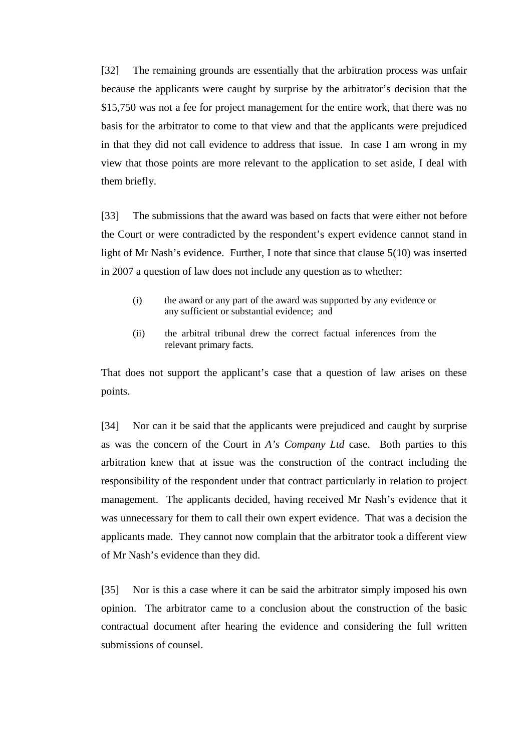[32] The remaining grounds are essentially that the arbitration process was unfair because the applicants were caught by surprise by the arbitrator's decision that the $15,750 was not a fee for project management for the entire work, that there was no basis for the arbitrator to come to that view and that the applicants were prejudiced in that they did not call evidence to address that issue. In case I am wrong in my view that those points are more relevant to the application to set aside, I deal with them briefly.

[33] The submissions that the award was based on facts that were either not before the Court or were contradicted by the respondent's expert evidence cannot stand in light of Mr Nash's evidence. Further, I note that since that clause 5(10) was inserted in 2007 a question of law does not include any question as to whether:

> (i) the award or any part of the award was supported by any evidence or any sufficient or substantial evidence; and
>
> (ii) the arbitral tribunal drew the correct factual inferences from the relevant primary facts.

That does not support the applicant's case that a question of law arises on these points.

[34] Nor can it be said that the applicants were prejudiced and caught by surprise as was the concern of the Court in *A's Company Ltd* case. Both parties to this arbitration knew that at issue was the construction of the contract including the responsibility of the respondent under that contract particularly in relation to project management. The applicants decided, having received Mr Nash's evidence that it was unnecessary for them to call their own expert evidence. That was a decision the applicants made. They cannot now complain that the arbitrator took a different view of Mr Nash's evidence than they did.

[35] Nor is this a case where it can be said the arbitrator simply imposed his own opinion. The arbitrator came to a conclusion about the construction of the basic contractual document after hearing the evidence and considering the full written submissions of counsel.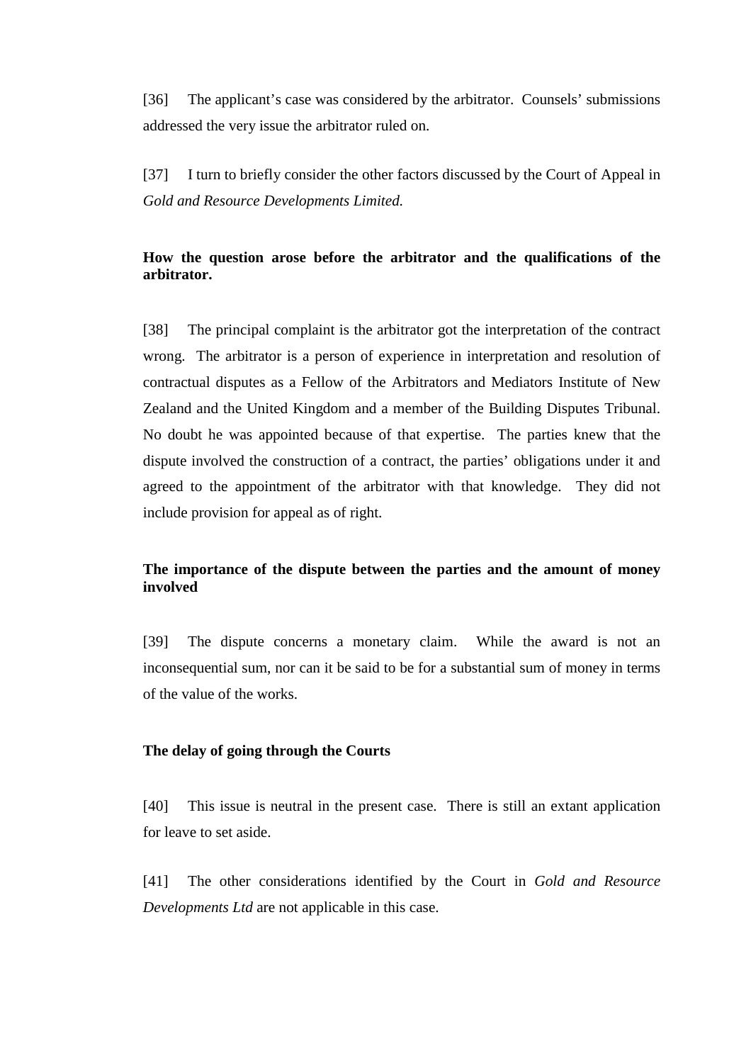[36] The applicant's case was considered by the arbitrator. Counsels' submissions addressed the very issue the arbitrator ruled on.

[37] I turn to briefly consider the other factors discussed by the Court of Appeal in *Gold and Resource Developments Limited.*

**How the question arose before the arbitrator and the qualifications of the arbitrator.**

[38] The principal complaint is the arbitrator got the interpretation of the contract wrong. The arbitrator is a person of experience in interpretation and resolution of contractual disputes as a Fellow of the Arbitrators and Mediators Institute of New Zealand and the United Kingdom and a member of the Building Disputes Tribunal. No doubt he was appointed because of that expertise. The parties knew that the dispute involved the construction of a contract, the parties' obligations under it and agreed to the appointment of the arbitrator with that knowledge. They did not include provision for appeal as of right.

**The importance of the dispute between the parties and the amount of money involved**

[39] The dispute concerns a monetary claim. While the award is not an inconsequential sum, nor can it be said to be for a substantial sum of money in terms of the value of the works.

**The delay of going through the Courts**

[40] This issue is neutral in the present case. There is still an extant application for leave to set aside.

[41] The other considerations identified by the Court in *Gold and Resource Developments Ltd* are not applicable in this case.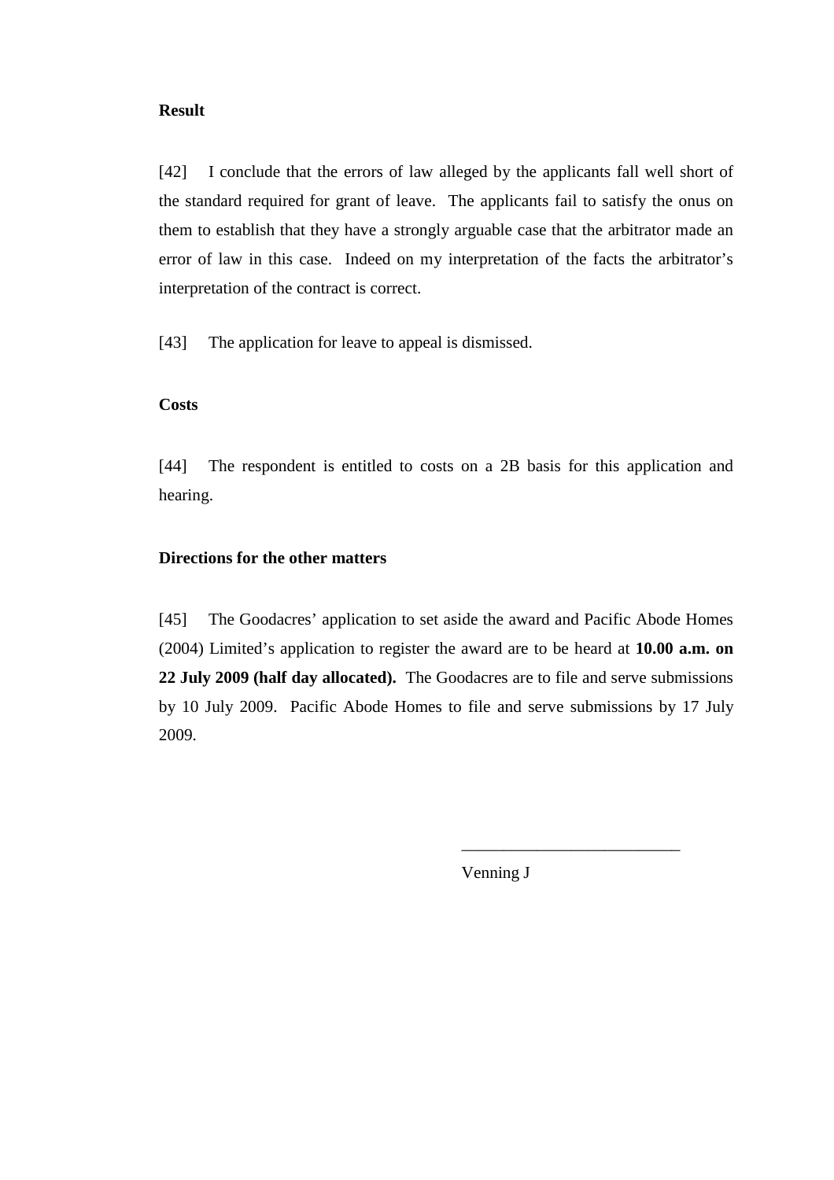**Result**

[42] I conclude that the errors of law alleged by the applicants fall well short of the standard required for grant of leave. The applicants fail to satisfy the onus on them to establish that they have a strongly arguable case that the arbitrator made an error of law in this case. Indeed on my interpretation of the facts the arbitrator's interpretation of the contract is correct.

[43] The application for leave to appeal is dismissed.

**Costs**

[44] The respondent is entitled to costs on a 2B basis for this application and hearing.

**Directions for the other matters**

[45] The Goodacres' application to set aside the award and Pacific Abode Homes (2004) Limited's application to register the award are to be heard at **10.00 a.m. on 22 July 2009 (half day allocated).** The Goodacres are to file and serve submissions by 10 July 2009. Pacific Abode Homes to file and serve submissions by 17 July 2009.

\_\_\_\_\_\_\_\_\_\_\_\_\_\_\_\_\_\_\_\_\_\_\_\_\_\_

Venning J